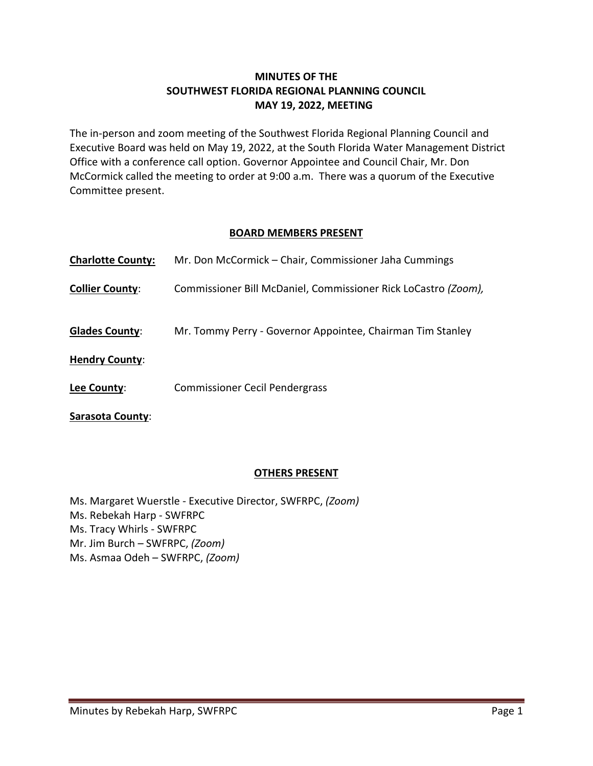# MINUTES OF THE SOUTHWEST FLORIDA REGIONAL PLANNING COUNCIL MAY 19, 2022, MEETING

The in-person and zoom meeting of the Southwest Florida Regional Planning Council and Executive Board was held on May 19, 2022, at the South Florida Water Management District Office with a conference call option. Governor Appointee and Council Chair, Mr. Don McCormick called the meeting to order at 9:00 a.m. There was a quorum of the Executive Committee present.

## BOARD MEMBERS PRESENT

**Charlotte County:** Mr. Don McCormick – Chair, Commissioner Jaha Cummings

**Collier County**: Commissioner Bill McDaniel, Commissioner Rick LoCastro *(Zoom),*

**Glades County**: Mr. Tommy Perry - Governor Appointee, Chairman Tim Stanley

**Hendry County**:

**Lee County**: Commissioner Cecil Pendergrass

**Sarasota County**:

## OTHERS PRESENT

Ms. Margaret Wuerstle - Executive Director, SWFRPC, *(Zoom)*
Ms. Rebekah Harp - SWFRPC
Ms. Tracy Whirls - SWFRPC
Mr. Jim Burch – SWFRPC, *(Zoom)*
Ms. Asmaa Odeh – SWFRPC, *(Zoom)*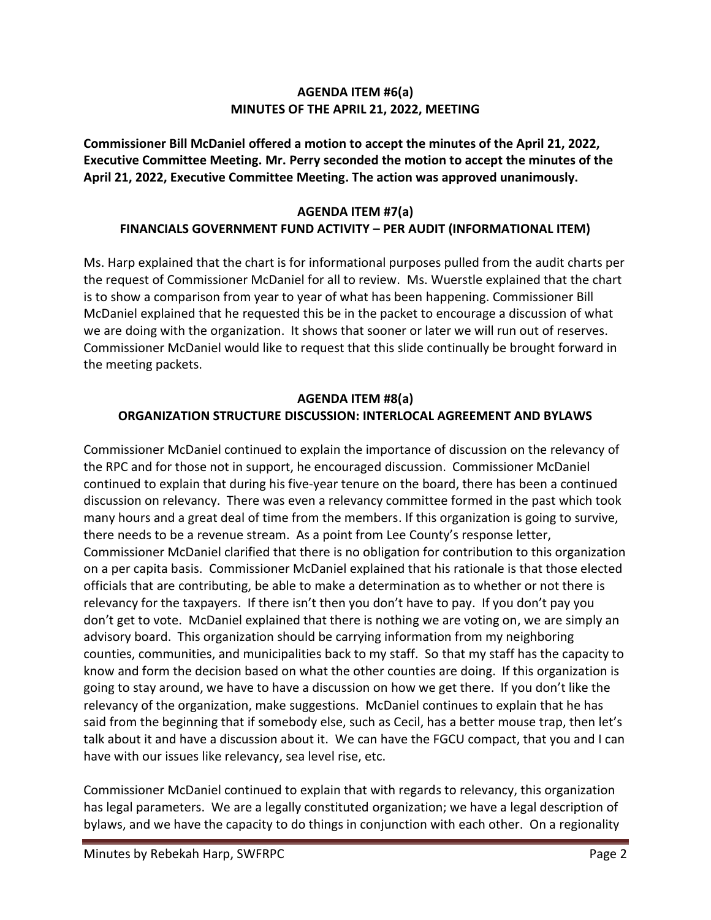## AGENDA ITEM #6(a)
## MINUTES OF THE APRIL 21, 2022, MEETING

**Commissioner Bill McDaniel offered a motion to accept the minutes of the April 21, 2022, Executive Committee Meeting. Mr. Perry seconded the motion to accept the minutes of the April 21, 2022, Executive Committee Meeting. The action was approved unanimously.**

## AGENDA ITEM #7(a)
## FINANCIALS GOVERNMENT FUND ACTIVITY – PER AUDIT (INFORMATIONAL ITEM)

Ms. Harp explained that the chart is for informational purposes pulled from the audit charts per the request of Commissioner McDaniel for all to review. Ms. Wuerstle explained that the chart is to show a comparison from year to year of what has been happening. Commissioner Bill McDaniel explained that he requested this be in the packet to encourage a discussion of what we are doing with the organization. It shows that sooner or later we will run out of reserves. Commissioner McDaniel would like to request that this slide continually be brought forward in the meeting packets.

## AGENDA ITEM #8(a)
## ORGANIZATION STRUCTURE DISCUSSION: INTERLOCAL AGREEMENT AND BYLAWS

Commissioner McDaniel continued to explain the importance of discussion on the relevancy of the RPC and for those not in support, he encouraged discussion. Commissioner McDaniel continued to explain that during his five-year tenure on the board, there has been a continued discussion on relevancy. There was even a relevancy committee formed in the past which took many hours and a great deal of time from the members. If this organization is going to survive, there needs to be a revenue stream. As a point from Lee County's response letter, Commissioner McDaniel clarified that there is no obligation for contribution to this organization on a per capita basis. Commissioner McDaniel explained that his rationale is that those elected officials that are contributing, be able to make a determination as to whether or not there is relevancy for the taxpayers. If there isn't then you don't have to pay. If you don't pay you don't get to vote. McDaniel explained that there is nothing we are voting on, we are simply an advisory board. This organization should be carrying information from my neighboring counties, communities, and municipalities back to my staff. So that my staff has the capacity to know and form the decision based on what the other counties are doing. If this organization is going to stay around, we have to have a discussion on how we get there. If you don't like the relevancy of the organization, make suggestions. McDaniel continues to explain that he has said from the beginning that if somebody else, such as Cecil, has a better mouse trap, then let's talk about it and have a discussion about it. We can have the FGCU compact, that you and I can have with our issues like relevancy, sea level rise, etc.

Commissioner McDaniel continued to explain that with regards to relevancy, this organization has legal parameters. We are a legally constituted organization; we have a legal description of bylaws, and we have the capacity to do things in conjunction with each other. On a regionality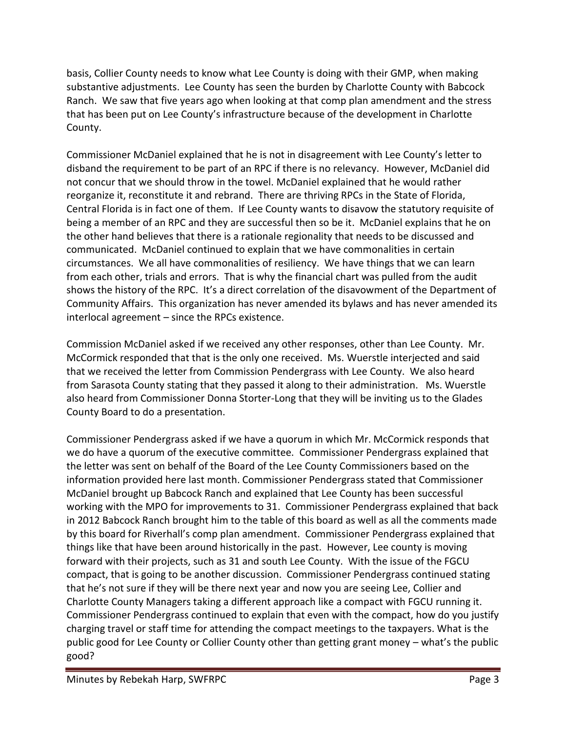basis, Collier County needs to know what Lee County is doing with their GMP, when making substantive adjustments. Lee County has seen the burden by Charlotte County with Babcock Ranch. We saw that five years ago when looking at that comp plan amendment and the stress that has been put on Lee County's infrastructure because of the development in Charlotte County.

Commissioner McDaniel explained that he is not in disagreement with Lee County's letter to disband the requirement to be part of an RPC if there is no relevancy. However, McDaniel did not concur that we should throw in the towel. McDaniel explained that he would rather reorganize it, reconstitute it and rebrand. There are thriving RPCs in the State of Florida, Central Florida is in fact one of them. If Lee County wants to disavow the statutory requisite of being a member of an RPC and they are successful then so be it. McDaniel explains that he on the other hand believes that there is a rationale regionality that needs to be discussed and communicated. McDaniel continued to explain that we have commonalities in certain circumstances. We all have commonalities of resiliency. We have things that we can learn from each other, trials and errors. That is why the financial chart was pulled from the audit shows the history of the RPC. It's a direct correlation of the disavowment of the Department of Community Affairs. This organization has never amended its bylaws and has never amended its interlocal agreement – since the RPCs existence.

Commission McDaniel asked if we received any other responses, other than Lee County. Mr. McCormick responded that that is the only one received. Ms. Wuerstle interjected and said that we received the letter from Commission Pendergrass with Lee County. We also heard from Sarasota County stating that they passed it along to their administration. Ms. Wuerstle also heard from Commissioner Donna Storter-Long that they will be inviting us to the Glades County Board to do a presentation.

Commissioner Pendergrass asked if we have a quorum in which Mr. McCormick responds that we do have a quorum of the executive committee. Commissioner Pendergrass explained that the letter was sent on behalf of the Board of the Lee County Commissioners based on the information provided here last month. Commissioner Pendergrass stated that Commissioner McDaniel brought up Babcock Ranch and explained that Lee County has been successful working with the MPO for improvements to 31. Commissioner Pendergrass explained that back in 2012 Babcock Ranch brought him to the table of this board as well as all the comments made by this board for Riverhall's comp plan amendment. Commissioner Pendergrass explained that things like that have been around historically in the past. However, Lee county is moving forward with their projects, such as 31 and south Lee County. With the issue of the FGCU compact, that is going to be another discussion. Commissioner Pendergrass continued stating that he's not sure if they will be there next year and now you are seeing Lee, Collier and Charlotte County Managers taking a different approach like a compact with FGCU running it. Commissioner Pendergrass continued to explain that even with the compact, how do you justify charging travel or staff time for attending the compact meetings to the taxpayers. What is the public good for Lee County or Collier County other than getting grant money – what's the public good?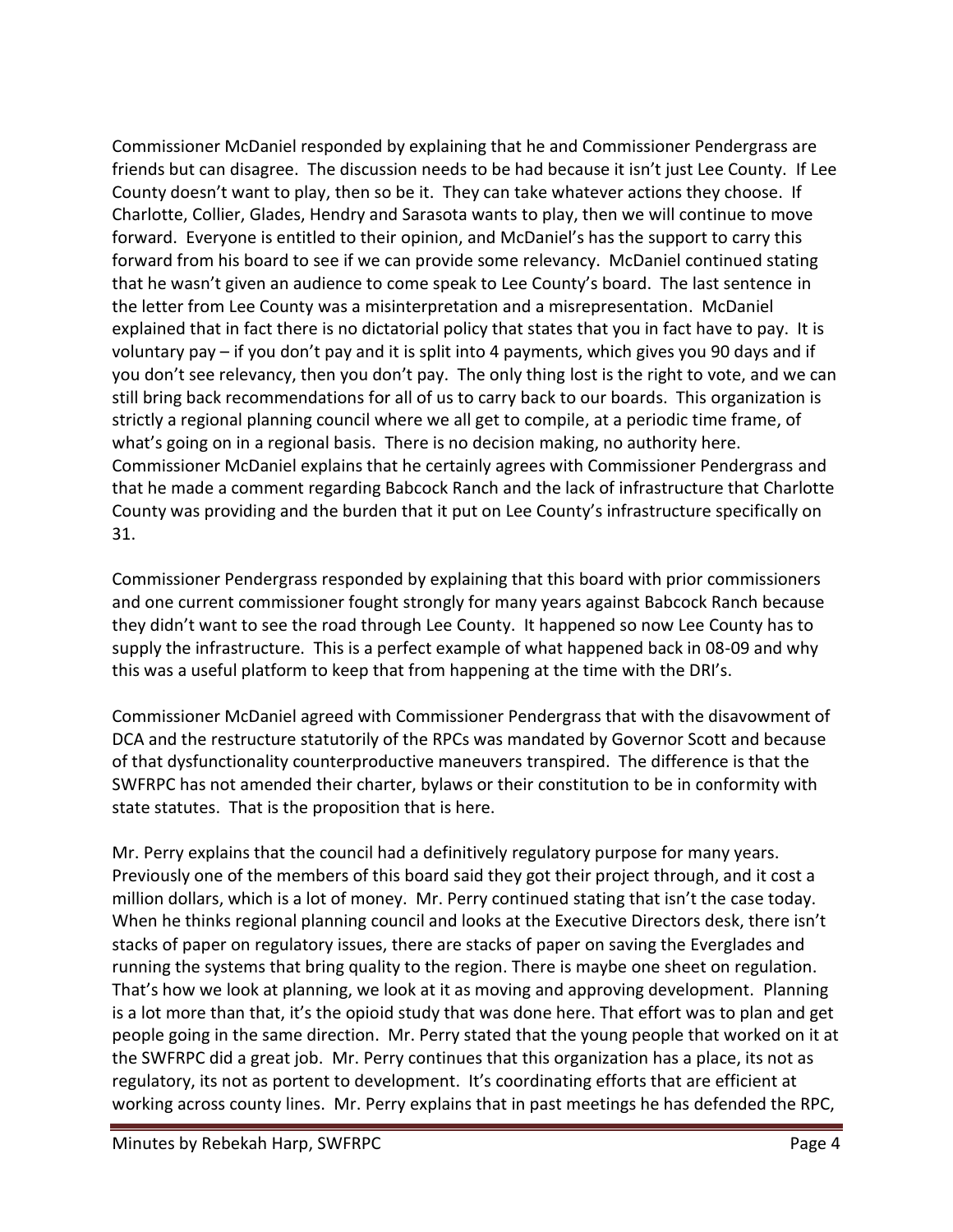Commissioner McDaniel responded by explaining that he and Commissioner Pendergrass are friends but can disagree. The discussion needs to be had because it isn't just Lee County. If Lee County doesn't want to play, then so be it. They can take whatever actions they choose. If Charlotte, Collier, Glades, Hendry and Sarasota wants to play, then we will continue to move forward. Everyone is entitled to their opinion, and McDaniel's has the support to carry this forward from his board to see if we can provide some relevancy. McDaniel continued stating that he wasn't given an audience to come speak to Lee County's board. The last sentence in the letter from Lee County was a misinterpretation and a misrepresentation. McDaniel explained that in fact there is no dictatorial policy that states that you in fact have to pay. It is voluntary pay – if you don't pay and it is split into 4 payments, which gives you 90 days and if you don't see relevancy, then you don't pay. The only thing lost is the right to vote, and we can still bring back recommendations for all of us to carry back to our boards. This organization is strictly a regional planning council where we all get to compile, at a periodic time frame, of what's going on in a regional basis. There is no decision making, no authority here. Commissioner McDaniel explains that he certainly agrees with Commissioner Pendergrass and that he made a comment regarding Babcock Ranch and the lack of infrastructure that Charlotte County was providing and the burden that it put on Lee County's infrastructure specifically on 31.

Commissioner Pendergrass responded by explaining that this board with prior commissioners and one current commissioner fought strongly for many years against Babcock Ranch because they didn't want to see the road through Lee County. It happened so now Lee County has to supply the infrastructure. This is a perfect example of what happened back in 08-09 and why this was a useful platform to keep that from happening at the time with the DRI's.

Commissioner McDaniel agreed with Commissioner Pendergrass that with the disavowment of DCA and the restructure statutorily of the RPCs was mandated by Governor Scott and because of that dysfunctionality counterproductive maneuvers transpired. The difference is that the SWFRPC has not amended their charter, bylaws or their constitution to be in conformity with state statutes. That is the proposition that is here.

Mr. Perry explains that the council had a definitively regulatory purpose for many years. Previously one of the members of this board said they got their project through, and it cost a million dollars, which is a lot of money. Mr. Perry continued stating that isn't the case today. When he thinks regional planning council and looks at the Executive Directors desk, there isn't stacks of paper on regulatory issues, there are stacks of paper on saving the Everglades and running the systems that bring quality to the region. There is maybe one sheet on regulation. That's how we look at planning, we look at it as moving and approving development. Planning is a lot more than that, it's the opioid study that was done here. That effort was to plan and get people going in the same direction. Mr. Perry stated that the young people that worked on it at the SWFRPC did a great job. Mr. Perry continues that this organization has a place, its not as regulatory, its not as portent to development. It's coordinating efforts that are efficient at working across county lines. Mr. Perry explains that in past meetings he has defended the RPC,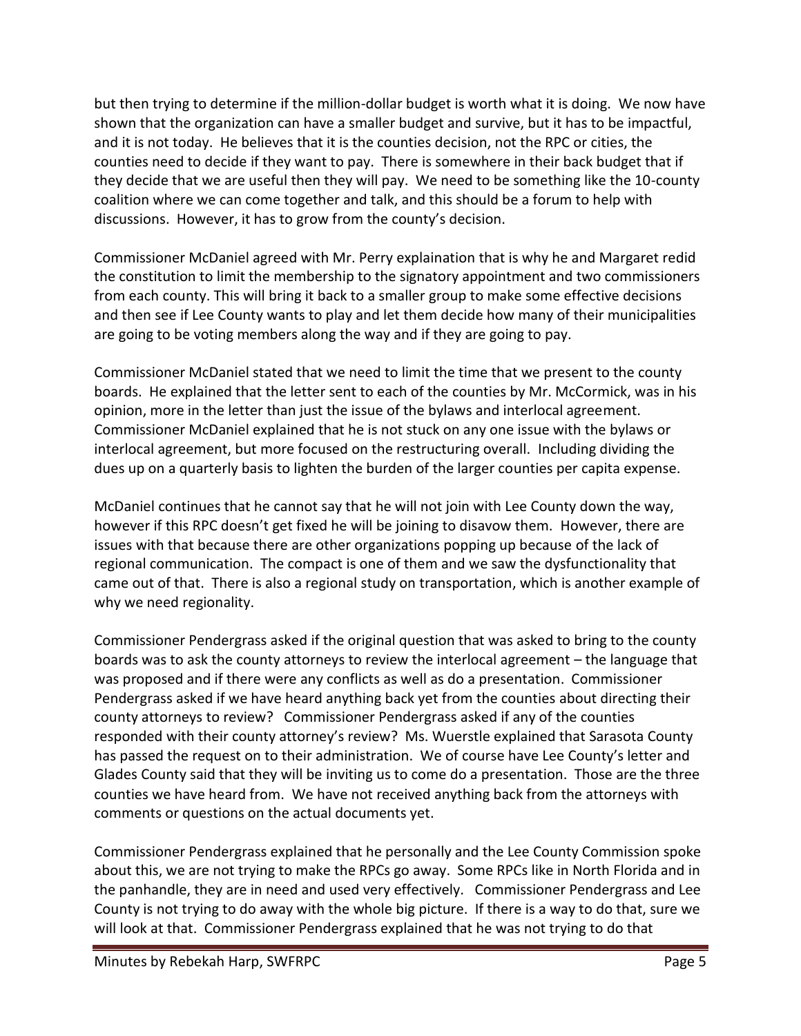but then trying to determine if the million-dollar budget is worth what it is doing. We now have shown that the organization can have a smaller budget and survive, but it has to be impactful, and it is not today. He believes that it is the counties decision, not the RPC or cities, the counties need to decide if they want to pay. There is somewhere in their back budget that if they decide that we are useful then they will pay. We need to be something like the 10-county coalition where we can come together and talk, and this should be a forum to help with discussions. However, it has to grow from the county's decision.

Commissioner McDaniel agreed with Mr. Perry explaination that is why he and Margaret redid the constitution to limit the membership to the signatory appointment and two commissioners from each county. This will bring it back to a smaller group to make some effective decisions and then see if Lee County wants to play and let them decide how many of their municipalities are going to be voting members along the way and if they are going to pay.

Commissioner McDaniel stated that we need to limit the time that we present to the county boards. He explained that the letter sent to each of the counties by Mr. McCormick, was in his opinion, more in the letter than just the issue of the bylaws and interlocal agreement. Commissioner McDaniel explained that he is not stuck on any one issue with the bylaws or interlocal agreement, but more focused on the restructuring overall. Including dividing the dues up on a quarterly basis to lighten the burden of the larger counties per capita expense.

McDaniel continues that he cannot say that he will not join with Lee County down the way, however if this RPC doesn't get fixed he will be joining to disavow them. However, there are issues with that because there are other organizations popping up because of the lack of regional communication. The compact is one of them and we saw the dysfunctionality that came out of that. There is also a regional study on transportation, which is another example of why we need regionality.

Commissioner Pendergrass asked if the original question that was asked to bring to the county boards was to ask the county attorneys to review the interlocal agreement – the language that was proposed and if there were any conflicts as well as do a presentation. Commissioner Pendergrass asked if we have heard anything back yet from the counties about directing their county attorneys to review? Commissioner Pendergrass asked if any of the counties responded with their county attorney's review? Ms. Wuerstle explained that Sarasota County has passed the request on to their administration. We of course have Lee County's letter and Glades County said that they will be inviting us to come do a presentation. Those are the three counties we have heard from. We have not received anything back from the attorneys with comments or questions on the actual documents yet.

Commissioner Pendergrass explained that he personally and the Lee County Commission spoke about this, we are not trying to make the RPCs go away. Some RPCs like in North Florida and in the panhandle, they are in need and used very effectively. Commissioner Pendergrass and Lee County is not trying to do away with the whole big picture. If there is a way to do that, sure we will look at that. Commissioner Pendergrass explained that he was not trying to do that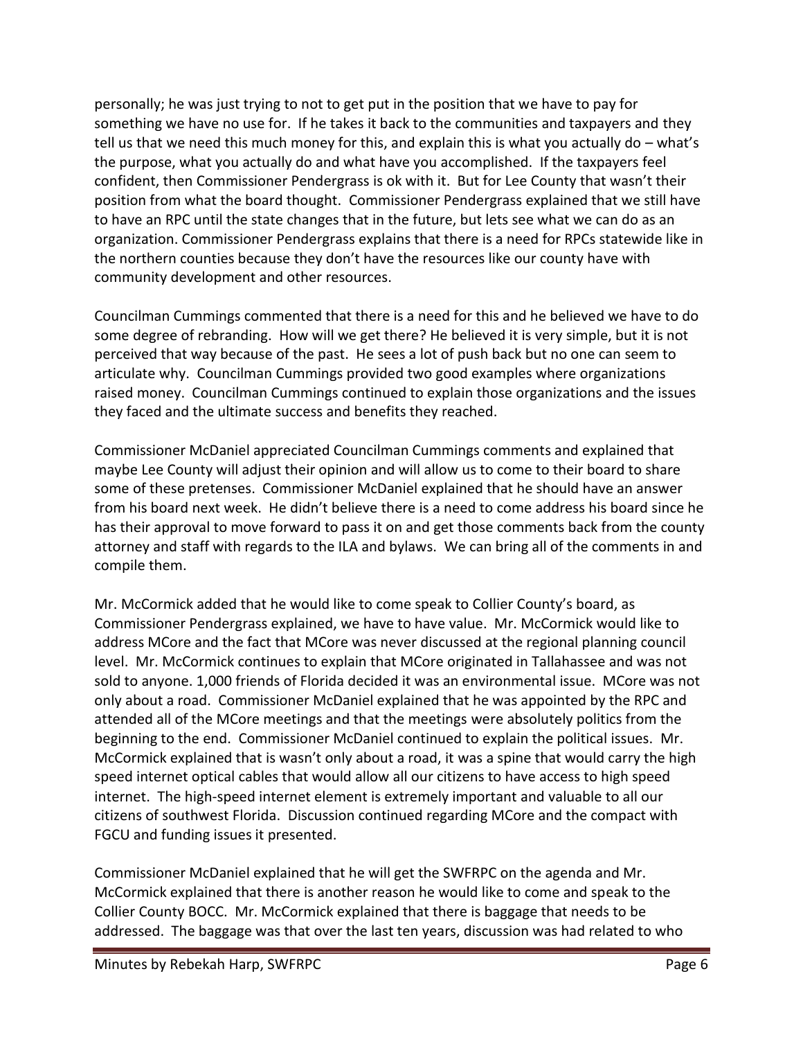personally; he was just trying to not to get put in the position that we have to pay for something we have no use for. If he takes it back to the communities and taxpayers and they tell us that we need this much money for this, and explain this is what you actually do – what's the purpose, what you actually do and what have you accomplished. If the taxpayers feel confident, then Commissioner Pendergrass is ok with it. But for Lee County that wasn't their position from what the board thought. Commissioner Pendergrass explained that we still have to have an RPC until the state changes that in the future, but lets see what we can do as an organization. Commissioner Pendergrass explains that there is a need for RPCs statewide like in the northern counties because they don't have the resources like our county have with community development and other resources.

Councilman Cummings commented that there is a need for this and he believed we have to do some degree of rebranding. How will we get there? He believed it is very simple, but it is not perceived that way because of the past. He sees a lot of push back but no one can seem to articulate why. Councilman Cummings provided two good examples where organizations raised money. Councilman Cummings continued to explain those organizations and the issues they faced and the ultimate success and benefits they reached.

Commissioner McDaniel appreciated Councilman Cummings comments and explained that maybe Lee County will adjust their opinion and will allow us to come to their board to share some of these pretenses. Commissioner McDaniel explained that he should have an answer from his board next week. He didn't believe there is a need to come address his board since he has their approval to move forward to pass it on and get those comments back from the county attorney and staff with regards to the ILA and bylaws. We can bring all of the comments in and compile them.

Mr. McCormick added that he would like to come speak to Collier County's board, as Commissioner Pendergrass explained, we have to have value. Mr. McCormick would like to address MCore and the fact that MCore was never discussed at the regional planning council level. Mr. McCormick continues to explain that MCore originated in Tallahassee and was not sold to anyone. 1,000 friends of Florida decided it was an environmental issue. MCore was not only about a road. Commissioner McDaniel explained that he was appointed by the RPC and attended all of the MCore meetings and that the meetings were absolutely politics from the beginning to the end. Commissioner McDaniel continued to explain the political issues. Mr. McCormick explained that is wasn't only about a road, it was a spine that would carry the high speed internet optical cables that would allow all our citizens to have access to high speed internet. The high-speed internet element is extremely important and valuable to all our citizens of southwest Florida. Discussion continued regarding MCore and the compact with FGCU and funding issues it presented.

Commissioner McDaniel explained that he will get the SWFRPC on the agenda and Mr. McCormick explained that there is another reason he would like to come and speak to the Collier County BOCC. Mr. McCormick explained that there is baggage that needs to be addressed. The baggage was that over the last ten years, discussion was had related to who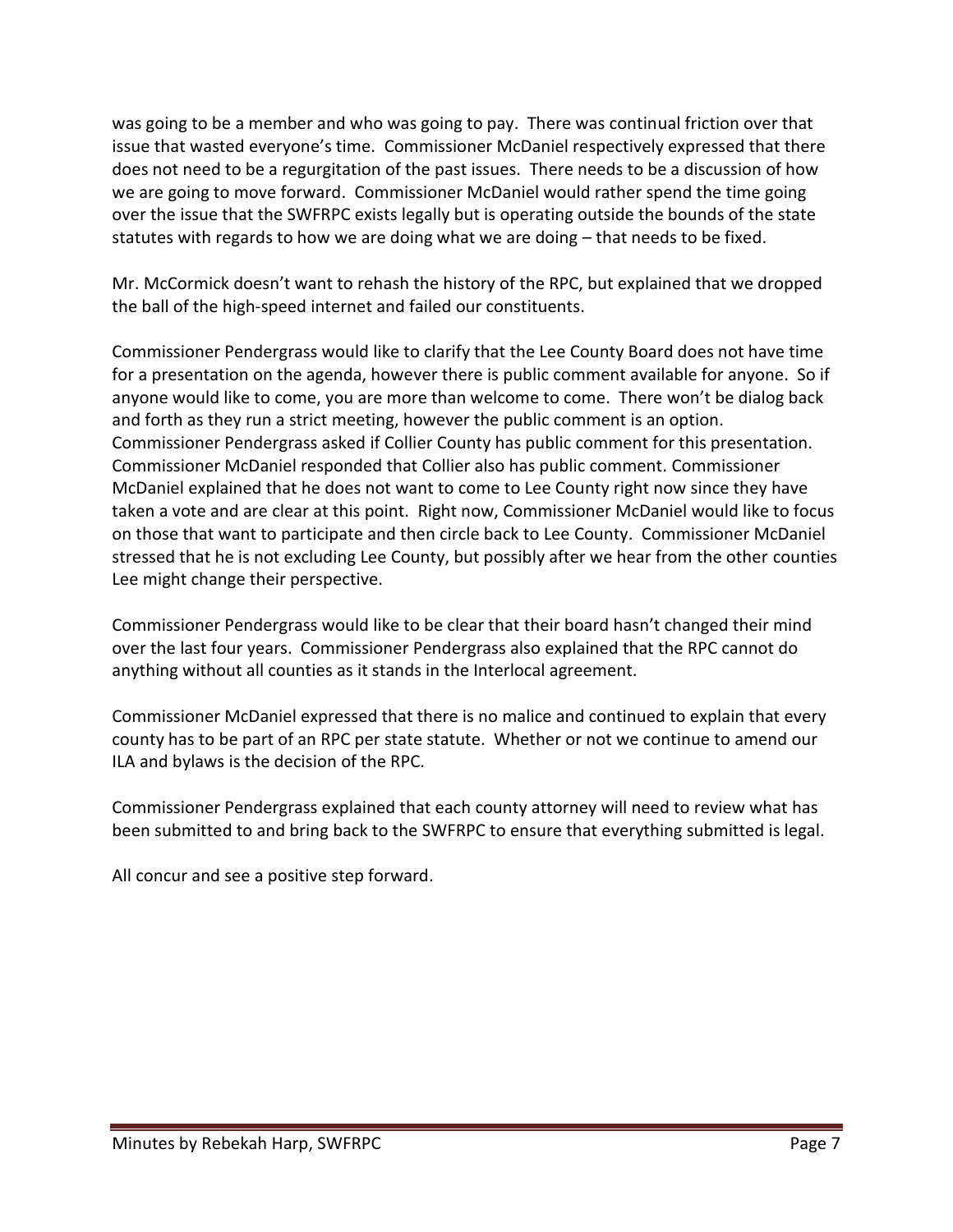was going to be a member and who was going to pay. There was continual friction over that issue that wasted everyone's time. Commissioner McDaniel respectively expressed that there does not need to be a regurgitation of the past issues. There needs to be a discussion of how we are going to move forward. Commissioner McDaniel would rather spend the time going over the issue that the SWFRPC exists legally but is operating outside the bounds of the state statutes with regards to how we are doing what we are doing – that needs to be fixed.

Mr. McCormick doesn't want to rehash the history of the RPC, but explained that we dropped the ball of the high-speed internet and failed our constituents.

Commissioner Pendergrass would like to clarify that the Lee County Board does not have time for a presentation on the agenda, however there is public comment available for anyone. So if anyone would like to come, you are more than welcome to come. There won't be dialog back and forth as they run a strict meeting, however the public comment is an option. Commissioner Pendergrass asked if Collier County has public comment for this presentation. Commissioner McDaniel responded that Collier also has public comment. Commissioner McDaniel explained that he does not want to come to Lee County right now since they have taken a vote and are clear at this point. Right now, Commissioner McDaniel would like to focus on those that want to participate and then circle back to Lee County. Commissioner McDaniel stressed that he is not excluding Lee County, but possibly after we hear from the other counties Lee might change their perspective.

Commissioner Pendergrass would like to be clear that their board hasn't changed their mind over the last four years. Commissioner Pendergrass also explained that the RPC cannot do anything without all counties as it stands in the Interlocal agreement.

Commissioner McDaniel expressed that there is no malice and continued to explain that every county has to be part of an RPC per state statute. Whether or not we continue to amend our ILA and bylaws is the decision of the RPC.

Commissioner Pendergrass explained that each county attorney will need to review what has been submitted to and bring back to the SWFRPC to ensure that everything submitted is legal.

All concur and see a positive step forward.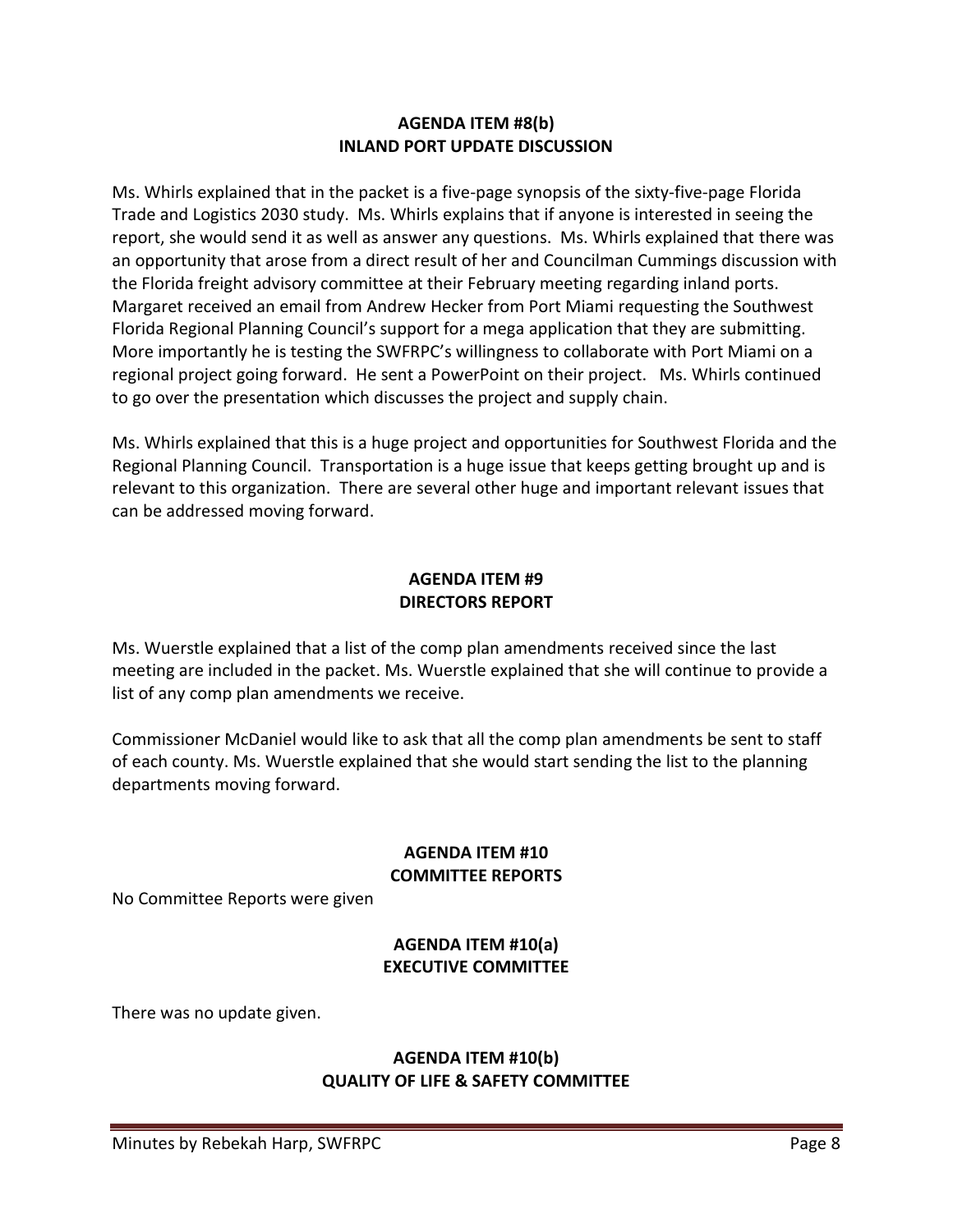**AGENDA ITEM #8(b)**
**INLAND PORT UPDATE DISCUSSION**

Ms. Whirls explained that in the packet is a five-page synopsis of the sixty-five-page Florida Trade and Logistics 2030 study. Ms. Whirls explains that if anyone is interested in seeing the report, she would send it as well as answer any questions. Ms. Whirls explained that there was an opportunity that arose from a direct result of her and Councilman Cummings discussion with the Florida freight advisory committee at their February meeting regarding inland ports. Margaret received an email from Andrew Hecker from Port Miami requesting the Southwest Florida Regional Planning Council's support for a mega application that they are submitting. More importantly he is testing the SWFRPC's willingness to collaborate with Port Miami on a regional project going forward. He sent a PowerPoint on their project. Ms. Whirls continued to go over the presentation which discusses the project and supply chain.

Ms. Whirls explained that this is a huge project and opportunities for Southwest Florida and the Regional Planning Council. Transportation is a huge issue that keeps getting brought up and is relevant to this organization. There are several other huge and important relevant issues that can be addressed moving forward.

**AGENDA ITEM #9**
**DIRECTORS REPORT**

Ms. Wuerstle explained that a list of the comp plan amendments received since the last meeting are included in the packet. Ms. Wuerstle explained that she will continue to provide a list of any comp plan amendments we receive.

Commissioner McDaniel would like to ask that all the comp plan amendments be sent to staff of each county. Ms. Wuerstle explained that she would start sending the list to the planning departments moving forward.

**AGENDA ITEM #10**
**COMMITTEE REPORTS**

No Committee Reports were given

**AGENDA ITEM #10(a)**
**EXECUTIVE COMMITTEE**

There was no update given.

**AGENDA ITEM #10(b)**
**QUALITY OF LIFE & SAFETY COMMITTEE**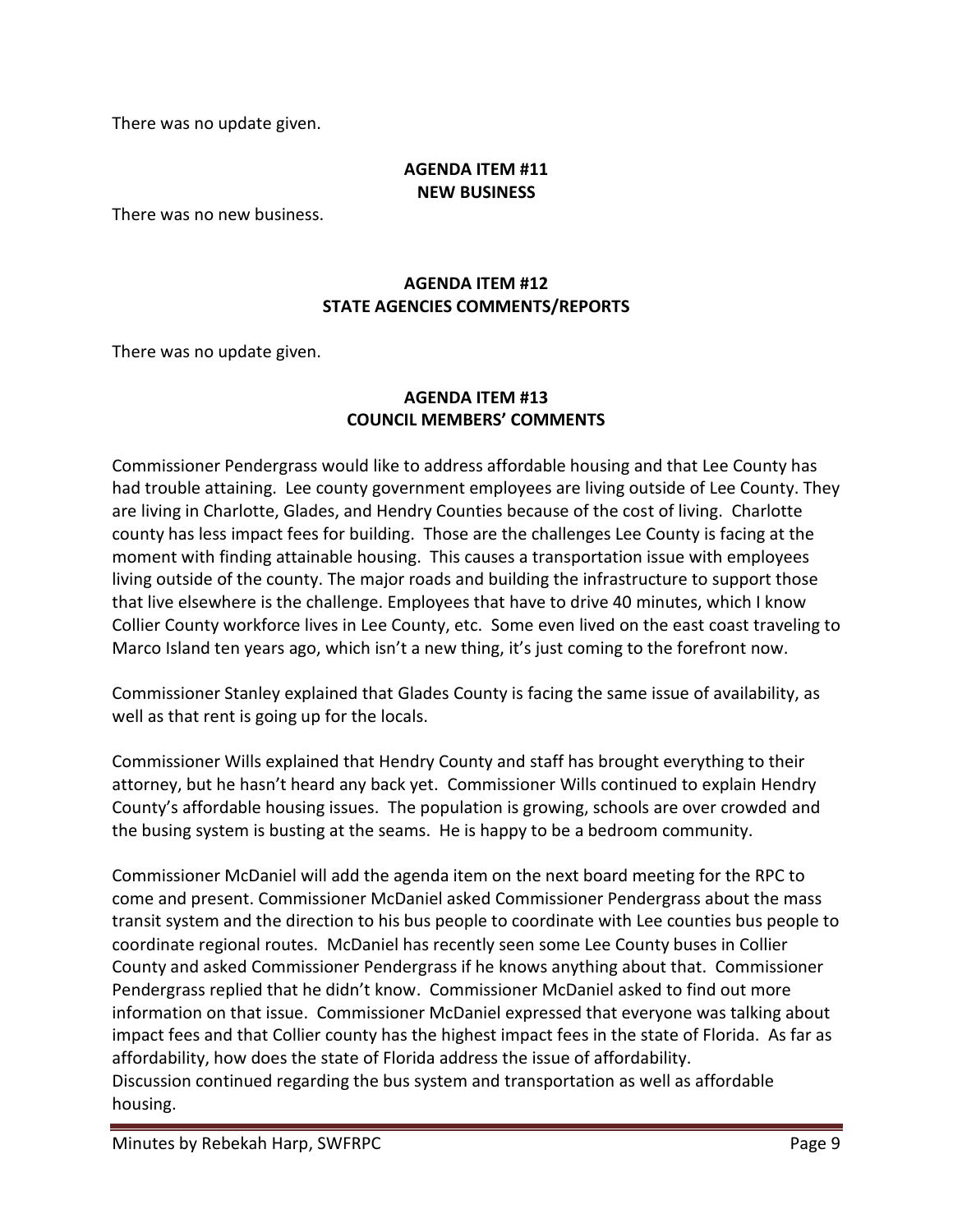There was no update given.

## AGENDA ITEM #11
## NEW BUSINESS

There was no new business.

## AGENDA ITEM #12
## STATE AGENCIES COMMENTS/REPORTS

There was no update given.

## AGENDA ITEM #13
## COUNCIL MEMBERS' COMMENTS

Commissioner Pendergrass would like to address affordable housing and that Lee County has had trouble attaining. Lee county government employees are living outside of Lee County. They are living in Charlotte, Glades, and Hendry Counties because of the cost of living. Charlotte county has less impact fees for building. Those are the challenges Lee County is facing at the moment with finding attainable housing. This causes a transportation issue with employees living outside of the county. The major roads and building the infrastructure to support those that live elsewhere is the challenge. Employees that have to drive 40 minutes, which I know Collier County workforce lives in Lee County, etc. Some even lived on the east coast traveling to Marco Island ten years ago, which isn't a new thing, it's just coming to the forefront now.

Commissioner Stanley explained that Glades County is facing the same issue of availability, as well as that rent is going up for the locals.

Commissioner Wills explained that Hendry County and staff has brought everything to their attorney, but he hasn't heard any back yet. Commissioner Wills continued to explain Hendry County's affordable housing issues. The population is growing, schools are over crowded and the busing system is busting at the seams. He is happy to be a bedroom community.

Commissioner McDaniel will add the agenda item on the next board meeting for the RPC to come and present. Commissioner McDaniel asked Commissioner Pendergrass about the mass transit system and the direction to his bus people to coordinate with Lee counties bus people to coordinate regional routes. McDaniel has recently seen some Lee County buses in Collier County and asked Commissioner Pendergrass if he knows anything about that. Commissioner Pendergrass replied that he didn't know. Commissioner McDaniel asked to find out more information on that issue. Commissioner McDaniel expressed that everyone was talking about impact fees and that Collier county has the highest impact fees in the state of Florida. As far as affordability, how does the state of Florida address the issue of affordability.
Discussion continued regarding the bus system and transportation as well as affordable housing.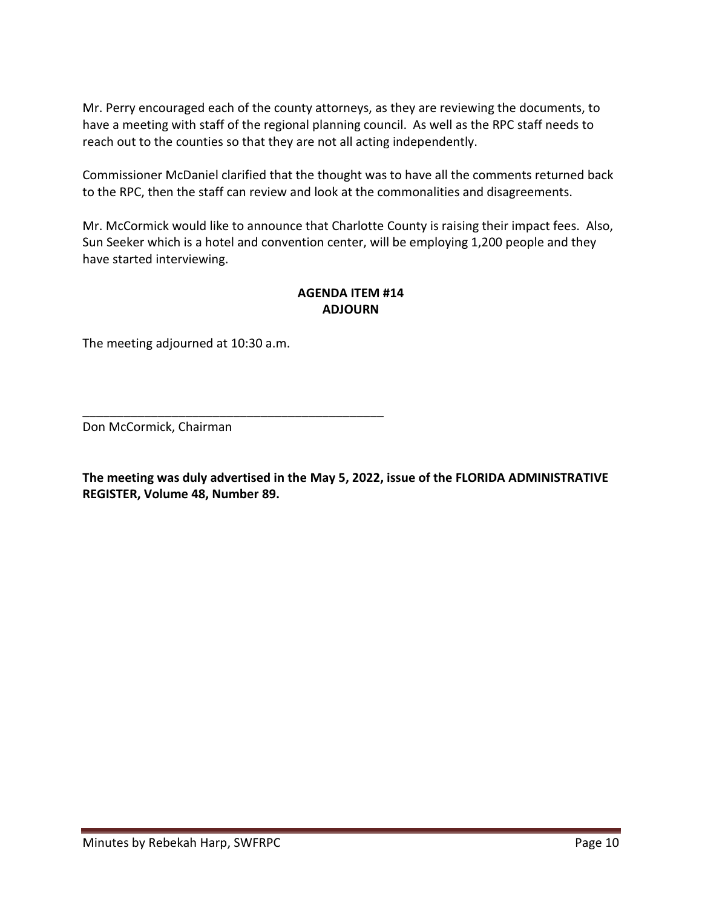Mr. Perry encouraged each of the county attorneys, as they are reviewing the documents, to have a meeting with staff of the regional planning council. As well as the RPC staff needs to reach out to the counties so that they are not all acting independently.

Commissioner McDaniel clarified that the thought was to have all the comments returned back to the RPC, then the staff can review and look at the commonalities and disagreements.

Mr. McCormick would like to announce that Charlotte County is raising their impact fees. Also, Sun Seeker which is a hotel and convention center, will be employing 1,200 people and they have started interviewing.

## AGENDA ITEM #14
## ADJOURN

The meeting adjourned at 10:30 a.m.

\_\_\_\_\_\_\_\_\_\_\_\_\_\_\_\_\_\_\_\_\_\_\_\_\_\_\_\_\_\_\_\_\_\_\_\_\_\_\_\_\_\_\_\_\_

Don McCormick, Chairman

**The meeting was duly advertised in the May 5, 2022, issue of the FLORIDA ADMINISTRATIVE REGISTER, Volume 48, Number 89.**